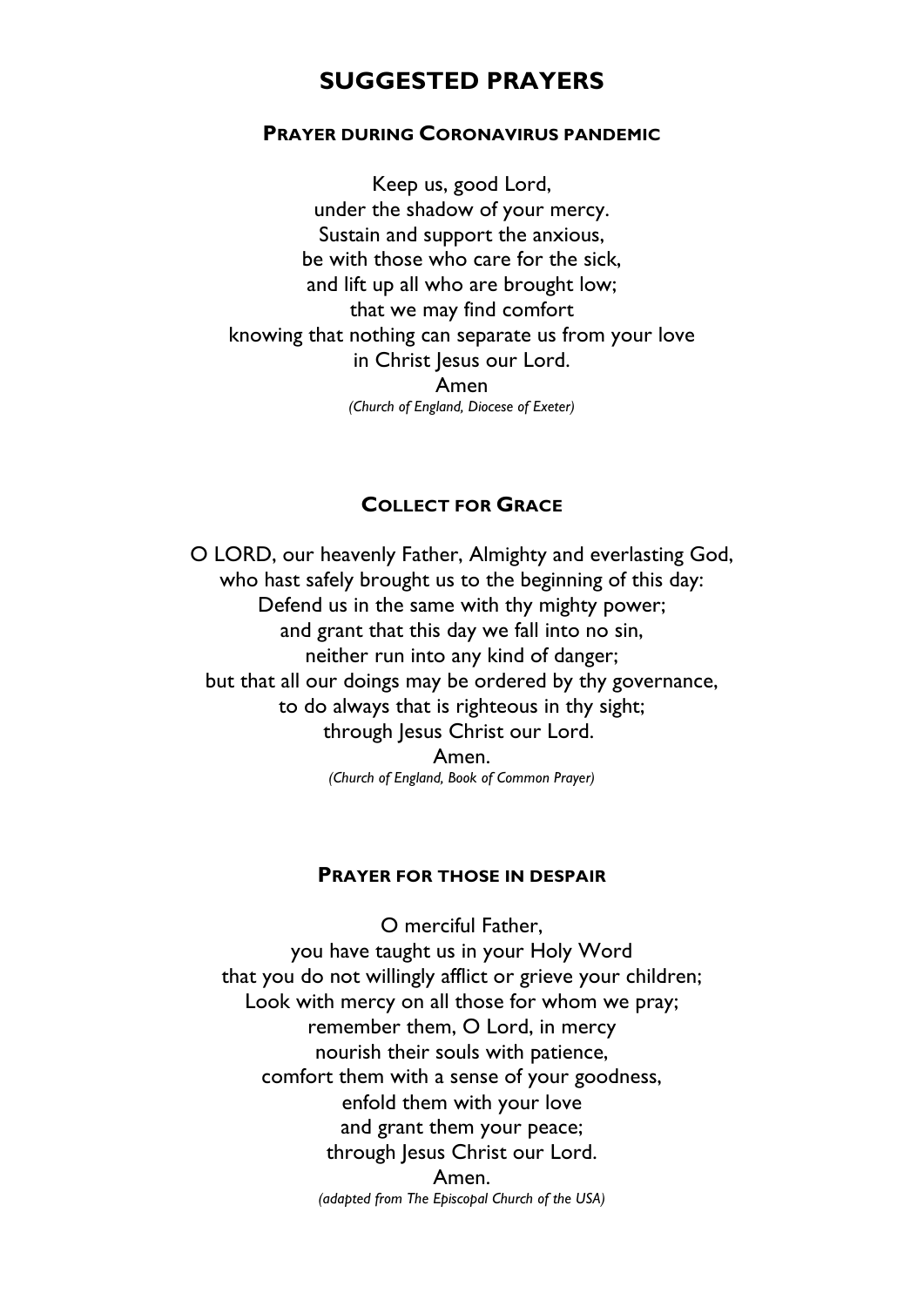# SUGGESTED PRAYERS

## PRAYER DURING CORONAVIRUS PANDEMIC

Keep us, good Lord,  
under the shadow of your mercy.  
Sustain and support the anxious,  
be with those who care for the sick,  
and lift up all who are brought low;  
that we may find comfort  
knowing that nothing can separate us from your love  
in Christ Jesus our Lord.  
Amen  
*(Church of England, Diocese of Exeter)*

## COLLECT FOR GRACE

O LORD, our heavenly Father, Almighty and everlasting God,  
who hast safely brought us to the beginning of this day:  
Defend us in the same with thy mighty power;  
and grant that this day we fall into no sin,  
neither run into any kind of danger;  
but that all our doings may be ordered by thy governance,  
to do always that is righteous in thy sight;  
through Jesus Christ our Lord.  
Amen.  
*(Church of England, Book of Common Prayer)*

## PRAYER FOR THOSE IN DESPAIR

O merciful Father,  
you have taught us in your Holy Word  
that you do not willingly afflict or grieve your children;  
Look with mercy on all those for whom we pray;  
remember them, O Lord, in mercy  
nourish their souls with patience,  
comfort them with a sense of your goodness,  
enfold them with your love  
and grant them your peace;  
through Jesus Christ our Lord.  
Amen.  
*(adapted from The Episcopal Church of the USA)*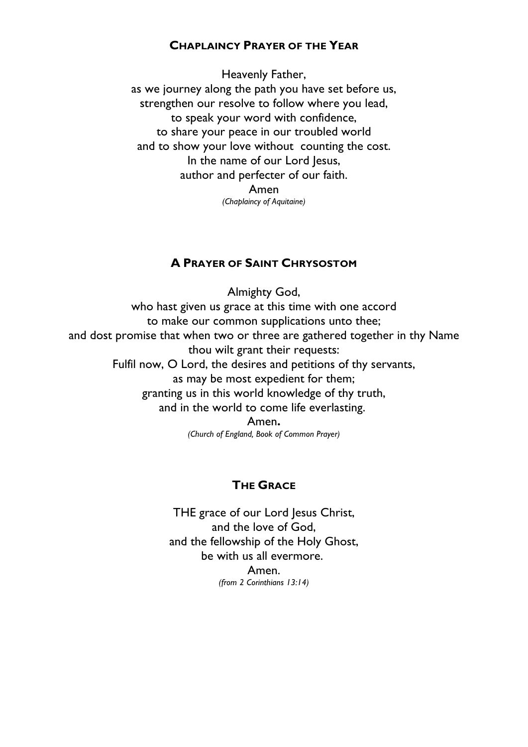## Chaplaincy Prayer of the Year

Heavenly Father,  
as we journey along the path you have set before us,  
strengthen our resolve to follow where you lead,  
to speak your word with confidence,  
to share your peace in our troubled world  
and to show your love without counting the cost.  
In the name of our Lord Jesus,  
author and perfecter of our faith.  
Amen  
*(Chaplaincy of Aquitaine)*

## A Prayer of Saint Chrysostom

Almighty God,  
who hast given us grace at this time with one accord  
to make our common supplications unto thee;  
and dost promise that when two or three are gathered together in thy Name  
thou wilt grant their requests:  
Fulfil now, O Lord, the desires and petitions of thy servants,  
as may be most expedient for them;  
granting us in this world knowledge of thy truth,  
and in the world to come life everlasting.  
Amen**.**  
*(Church of England, Book of Common Prayer)*

## The Grace

THE grace of our Lord Jesus Christ,  
and the love of God,  
and the fellowship of the Holy Ghost,  
be with us all evermore.  
Amen.  
*(from 2 Corinthians 13:14)*